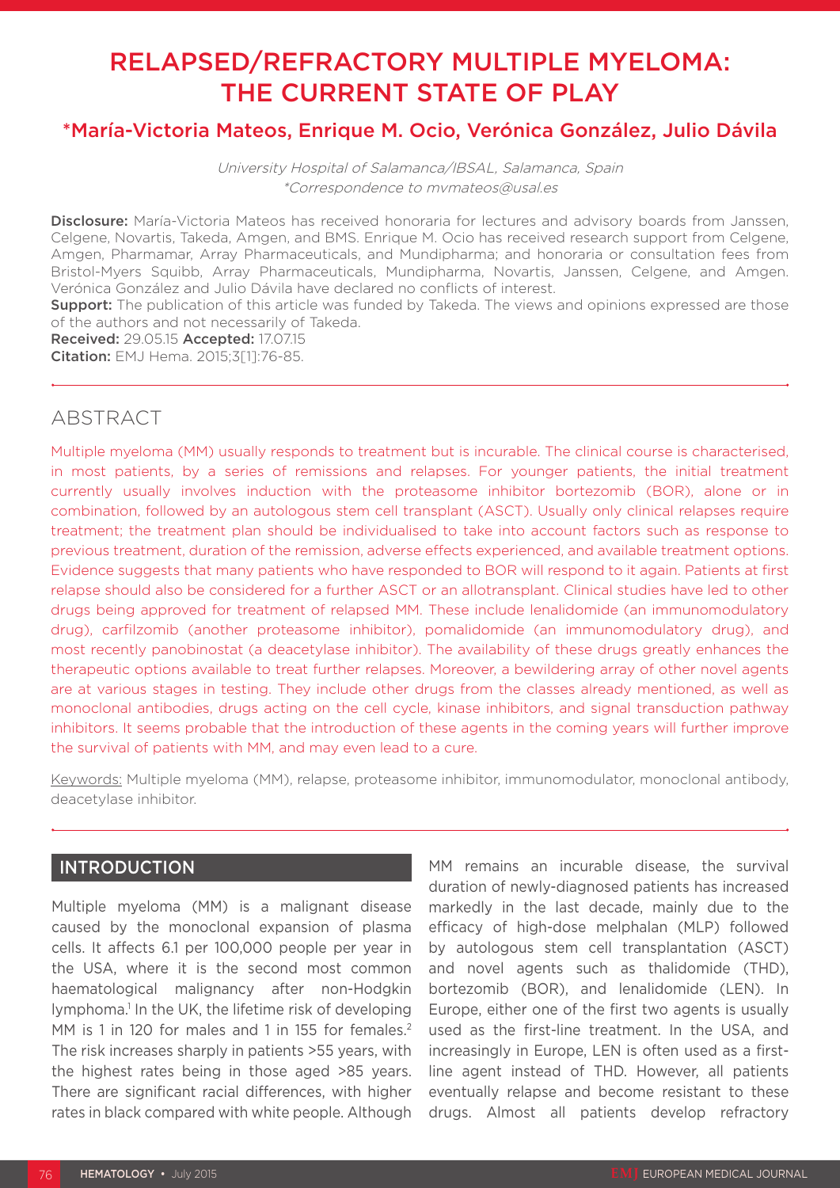# RELAPSED/REFRACTORY MULTIPLE MYELOMA: THE CURRENT STATE OF PLAY

## *María-Victoria Mateos, Enrique M. Ocio, Verónica González, Julio Dávila

*University Hospital of Salamanca/IBSAL, Salamanca, Spain*
*\*Correspondence to mvmateos@usal.es*

**Disclosure:** María-Victoria Mateos has received honoraria for lectures and advisory boards from Janssen, Celgene, Novartis, Takeda, Amgen, and BMS. Enrique M. Ocio has received research support from Celgene, Amgen, Pharmamar, Array Pharmaceuticals, and Mundipharma; and honoraria or consultation fees from Bristol-Myers Squibb, Array Pharmaceuticals, Mundipharma, Novartis, Janssen, Celgene, and Amgen. Verónica González and Julio Dávila have declared no conflicts of interest.
**Support:** The publication of this article was funded by Takeda. The views and opinions expressed are those of the authors and not necessarily of Takeda.
**Received:** 29.05.15 **Accepted:** 17.07.15
**Citation:** EMJ Hema. 2015;3[1]:76-85.

## ABSTRACT

Multiple myeloma (MM) usually responds to treatment but is incurable. The clinical course is characterised, in most patients, by a series of remissions and relapses. For younger patients, the initial treatment currently usually involves induction with the proteasome inhibitor bortezomib (BOR), alone or in combination, followed by an autologous stem cell transplant (ASCT). Usually only clinical relapses require treatment; the treatment plan should be individualised to take into account factors such as response to previous treatment, duration of the remission, adverse effects experienced, and available treatment options. Evidence suggests that many patients who have responded to BOR will respond to it again. Patients at first relapse should also be considered for a further ASCT or an allotransplant. Clinical studies have led to other drugs being approved for treatment of relapsed MM. These include lenalidomide (an immunomodulatory drug), carfilzomib (another proteasome inhibitor), pomalidomide (an immunomodulatory drug), and most recently panobinostat (a deacetylase inhibitor). The availability of these drugs greatly enhances the therapeutic options available to treat further relapses. Moreover, a bewildering array of other novel agents are at various stages in testing. They include other drugs from the classes already mentioned, as well as monoclonal antibodies, drugs acting on the cell cycle, kinase inhibitors, and signal transduction pathway inhibitors. It seems probable that the introduction of these agents in the coming years will further improve the survival of patients with MM, and may even lead to a cure.

Keywords: Multiple myeloma (MM), relapse, proteasome inhibitor, immunomodulator, monoclonal antibody, deacetylase inhibitor.

## INTRODUCTION

Multiple myeloma (MM) is a malignant disease caused by the monoclonal expansion of plasma cells. It affects 6.1 per 100,000 people per year in the USA, where it is the second most common haematological malignancy after non-Hodgkin lymphoma.[1] In the UK, the lifetime risk of developing MM is 1 in 120 for males and 1 in 155 for females.[2] The risk increases sharply in patients >55 years, with the highest rates being in those aged >85 years. There are significant racial differences, with higher rates in black compared with white people. Although MM remains an incurable disease, the survival duration of newly-diagnosed patients has increased markedly in the last decade, mainly due to the efficacy of high-dose melphalan (MLP) followed by autologous stem cell transplantation (ASCT) and novel agents such as thalidomide (THD), bortezomib (BOR), and lenalidomide (LEN). In Europe, either one of the first two agents is usually used as the first-line treatment. In the USA, and increasingly in Europe, LEN is often used as a first-line agent instead of THD. However, all patients eventually relapse and become resistant to these drugs. Almost all patients develop refractory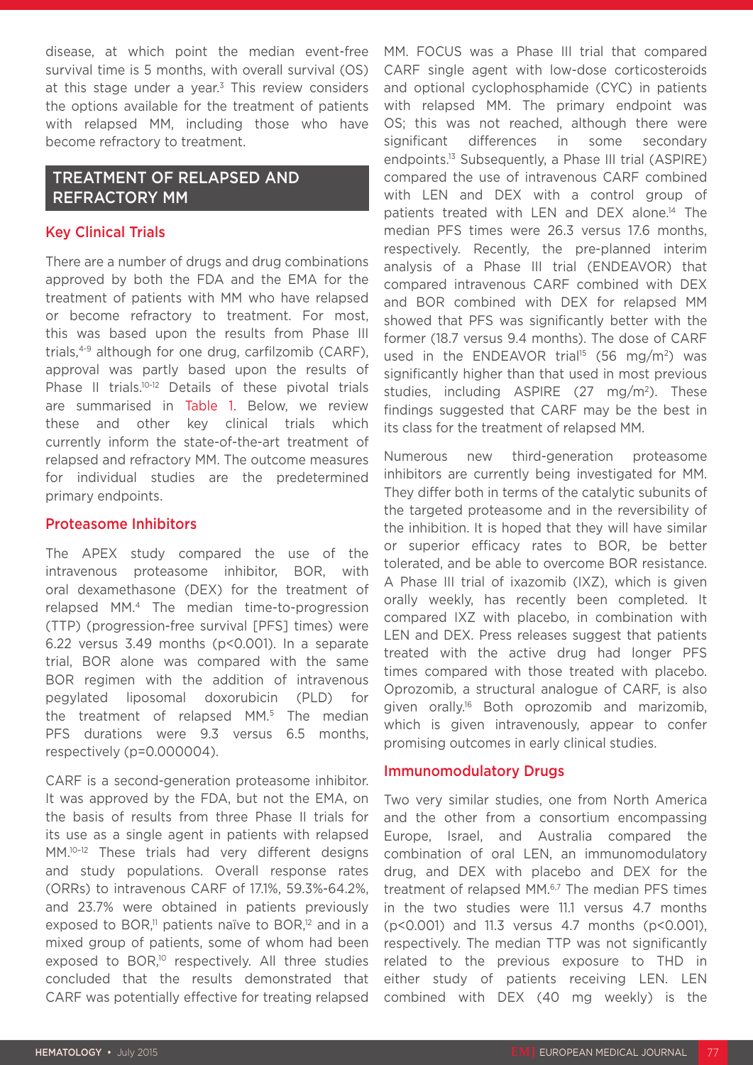disease, at which point the median event-free survival time is 5 months, with overall survival (OS) at this stage under a year.[3] This review considers the options available for the treatment of patients with relapsed MM, including those who have become refractory to treatment.

## TREATMENT OF RELAPSED AND REFRACTORY MM

### Key Clinical Trials

There are a number of drugs and drug combinations approved by both the FDA and the EMA for the treatment of patients with MM who have relapsed or become refractory to treatment. For most, this was based upon the results from Phase III trials,[4-9] although for one drug, carfilzomib (CARF), approval was partly based upon the results of Phase II trials.[10-12] Details of these pivotal trials are summarised in Table 1. Below, we review these and other key clinical trials which currently inform the state-of-the-art treatment of relapsed and refractory MM. The outcome measures for individual studies are the predetermined primary endpoints.

### Proteasome Inhibitors

The APEX study compared the use of the intravenous proteasome inhibitor, BOR, with oral dexamethasone (DEX) for the treatment of relapsed MM.[4] The median time-to-progression (TTP) (progression-free survival [PFS] times) were 6.22 versus 3.49 months ($p<0.001$). In a separate trial, BOR alone was compared with the same BOR regimen with the addition of intravenous pegylated liposomal doxorubicin (PLD) for the treatment of relapsed MM.[5] The median PFS durations were 9.3 versus 6.5 months, respectively ($p=0.000004$).

CARF is a second-generation proteasome inhibitor. It was approved by the FDA, but not the EMA, on the basis of results from three Phase II trials for its use as a single agent in patients with relapsed MM.[10-12] These trials had very different designs and study populations. Overall response rates (ORRs) to intravenous CARF of 17.1%, 59.3%-64.2%, and 23.7% were obtained in patients previously exposed to BOR,[11] patients naïve to BOR,[12] and in a mixed group of patients, some of whom had been exposed to BOR,[10] respectively. All three studies concluded that the results demonstrated that CARF was potentially effective for treating relapsed MM. FOCUS was a Phase III trial that compared CARF single agent with low-dose corticosteroids and optional cyclophosphamide (CYC) in patients with relapsed MM. The primary endpoint was OS; this was not reached, although there were significant differences in some secondary endpoints.[13] Subsequently, a Phase III trial (ASPIRE) compared the use of intravenous CARF combined with LEN and DEX with a control group of patients treated with LEN and DEX alone.[14] The median PFS times were 26.3 versus 17.6 months, respectively. Recently, the pre-planned interim analysis of a Phase III trial (ENDEAVOR) that compared intravenous CARF combined with DEX and BOR combined with DEX for relapsed MM showed that PFS was significantly better with the former (18.7 versus 9.4 months). The dose of CARF used in the ENDEAVOR trial[15] (56 mg/m$^2$) was significantly higher than that used in most previous studies, including ASPIRE (27 mg/m$^2$). These findings suggested that CARF may be the best in its class for the treatment of relapsed MM.

Numerous new third-generation proteasome inhibitors are currently being investigated for MM. They differ both in terms of the catalytic subunits of the targeted proteasome and in the reversibility of the inhibition. It is hoped that they will have similar or superior efficacy rates to BOR, be better tolerated, and be able to overcome BOR resistance. A Phase III trial of ixazomib (IXZ), which is given orally weekly, has recently been completed. It compared IXZ with placebo, in combination with LEN and DEX. Press releases suggest that patients treated with the active drug had longer PFS times compared with those treated with placebo. Oprozomib, a structural analogue of CARF, is also given orally.[16] Both oprozomib and marizomib, which is given intravenously, appear to confer promising outcomes in early clinical studies.

### Immunomodulatory Drugs

Two very similar studies, one from North America and the other from a consortium encompassing Europe, Israel, and Australia compared the combination of oral LEN, an immunomodulatory drug, and DEX with placebo and DEX for the treatment of relapsed MM.[6,7] The median PFS times in the two studies were 11.1 versus 4.7 months ($p<0.001$) and 11.3 versus 4.7 months ($p<0.001$), respectively. The median TTP was not significantly related to the previous exposure to THD in either study of patients receiving LEN. LEN combined with DEX (40 mg weekly) is the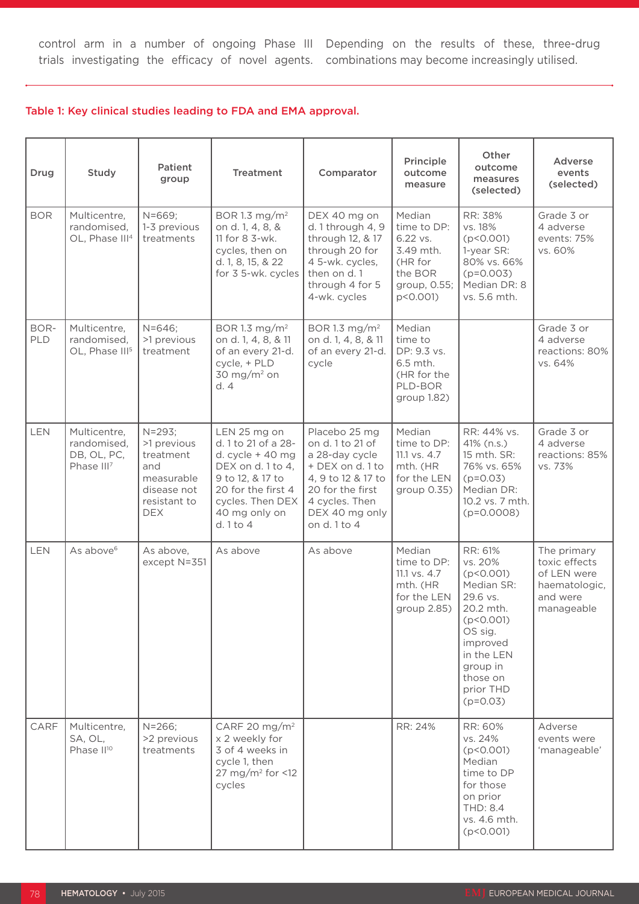control arm in a number of ongoing Phase III trials investigating the efficacy of novel agents. Depending on the results of these, three-drug combinations may become increasingly utilised.

Table 1: Key clinical studies leading to FDA and EMA approval.

| Drug | Study | Patient group | Treatment | Comparator | Principle outcome measure | Other outcome measures (selected) | Adverse events (selected) |
|---|---|---|---|---|---|---|---|
| BOR | Multicentre, randomised, OL, Phase III[4] | N=669; 1-3 previous treatments | BOR 1.3 mg/m$^2$ on d. 1, 4, 8, & 11 for 8 3-wk. cycles, then on d. 1, 8, 15, & 22 for 3 5-wk. cycles | DEX 40 mg on d. 1 through 4, 9 through 12, & 17 through 20 for 4 5-wk. cycles, then on d. 1 through 4 for 5 4-wk. cycles | Median time to DP: 6.22 vs. 3.49 mth. (HR for the BOR group, 0.55; p<0.001) | RR: 38% vs. 18% (p<0.001) 1-year SR: 80% vs. 66% (p=0.003) Median DR: 8 vs. 5.6 mth. | Grade 3 or 4 adverse events: 75% vs. 60% |
| BOR-PLD | Multicentre, randomised, OL, Phase III[5] | N=646; >1 previous treatment | BOR 1.3 mg/m$^2$ on d. 1, 4, 8, & 11 of an every 21-d. cycle, + PLD 30 mg/m$^2$ on d. 4 | BOR 1.3 mg/m$^2$ on d. 1, 4, 8, & 11 of an every 21-d. cycle | Median time to DP: 9.3 vs. 6.5 mth. (HR for the PLD-BOR group 1.82) | | Grade 3 or 4 adverse reactions: 80% vs. 64% |
| LEN | Multicentre, randomised, DB, OL, PC, Phase III[7] | N=293; >1 previous treatment and measurable disease not resistant to DEX | LEN 25 mg on d. 1 to 21 of a 28-d. cycle + 40 mg DEX on d. 1 to 4, 9 to 12, & 17 to 20 for the first 4 cycles. Then DEX 40 mg only on d. 1 to 4 | Placebo 25 mg on d. 1 to 21 of a 28-day cycle + DEX on d. 1 to 4, 9 to 12 & 17 to 20 for the first 4 cycles. Then DEX 40 mg only on d. 1 to 4 | Median time to DP: 11.1 vs. 4.7 mth. (HR for the LEN group 0.35) | RR: 44% vs. 41% (n.s.) 15 mth. SR: 76% vs. 65% (p=0.03) Median DR: 10.2 vs. 7 mth. (p=0.0008) | Grade 3 or 4 adverse reactions: 85% vs. 73% |
| LEN | As above[6] | As above, except N=351 | As above | As above | Median time to DP: 11.1 vs. 4.7 mth. (HR for the LEN group 2.85) | RR: 61% vs. 20% (p<0.001) Median SR: 29.6 vs. 20.2 mth. (p<0.001) OS sig. improved in the LEN group in those on prior THD (p=0.03) | The primary toxic effects of LEN were haematologic, and were manageable |
| CARF | Multicentre, SA, OL, Phase II[10] | N=266; >2 previous treatments | CARF 20 mg/m$^2$ x 2 weekly for 3 of 4 weeks in cycle 1, then 27 mg/m$^2$ for <12 cycles | | RR: 24% | RR: 60% vs. 24% (p<0.001) Median time to DP for those on prior THD: 8.4 vs. 4.6 mth. (p<0.001) | Adverse events were 'manageable' |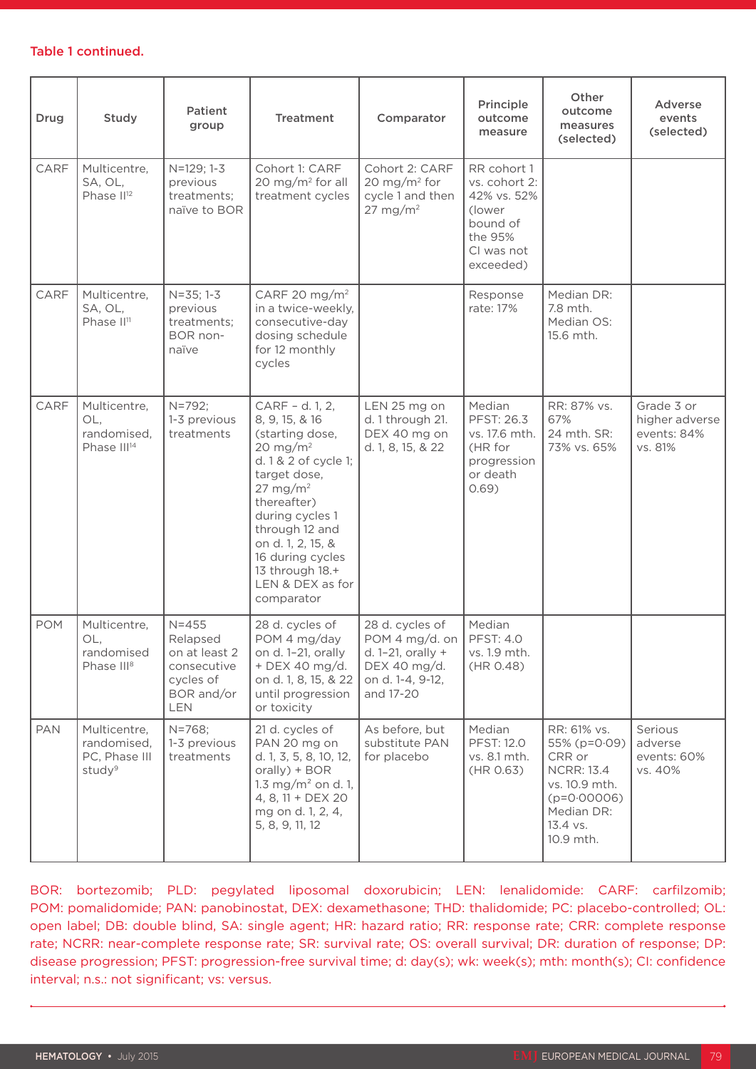Table 1 continued.

| Drug | Study | Patient group | Treatment | Comparator | Principle outcome measure | Other outcome measures (selected) | Adverse events (selected) |
|---|---|---|---|---|---|---|---|
| CARF | Multicentre, SA, OL, Phase II[12] | N=129; 1-3 previous treatments; naïve to BOR | Cohort 1: CARF 20 mg/m$^2$ for all treatment cycles | Cohort 2: CARF 20 mg/m$^2$ for cycle 1 and then 27 mg/m$^2$ | RR cohort 1 vs. cohort 2: 42% vs. 52% (lower bound of the 95% CI was not exceeded) | | |
| CARF | Multicentre, SA, OL, Phase II[11] | N=35; 1-3 previous treatments; BOR non-naïve | CARF 20 mg/m$^2$ in a twice-weekly, consecutive-day dosing schedule for 12 monthly cycles | | Response rate: 17% | Median DR: 7.8 mth. Median OS: 15.6 mth. | |
| CARF | Multicentre, OL, randomised, Phase III[14] | N=792; 1-3 previous treatments | CARF – d. 1, 2, 8, 9, 15, & 16 (starting dose, 20 mg/m$^2$ d. 1 & 2 of cycle 1; target dose, 27 mg/m$^2$ thereafter) during cycles 1 through 12 and on d. 1, 2, 15, & 16 during cycles 13 through 18.+ LEN & DEX as for comparator | LEN 25 mg on d. 1 through 21. DEX 40 mg on d. 1, 8, 15, & 22 | Median PFST: 26.3 vs. 17.6 mth. (HR for progression or death 0.69) | RR: 87% vs. 67% 24 mth. SR: 73% vs. 65% | Grade 3 or higher adverse events: 84% vs. 81% |
| POM | Multicentre, OL, randomised Phase III[8] | N=455 Relapsed on at least 2 consecutive cycles of BOR and/or LEN | 28 d. cycles of POM 4 mg/day on d. 1–21, orally + DEX 40 mg/d. on d. 1, 8, 15, & 22 until progression or toxicity | 28 d. cycles of POM 4 mg/d. on d. 1–21, orally + DEX 40 mg/d. on d. 1-4, 9-12, and 17-20 | Median PFST: 4.0 vs. 1.9 mth. (HR 0.48) | | |
| PAN | Multicentre, randomised, PC, Phase III study[9] | N=768; 1-3 previous treatments | 21 d. cycles of PAN 20 mg on d. 1, 3, 5, 8, 10, 12, orally) + BOR 1.3 mg/m$^2$ on d. 1, 4, 8, 11 + DEX 20 mg on d. 1, 2, 4, 5, 8, 9, 11, 12 | As before, but substitute PAN for placebo | Median PFST: 12.0 vs. 8.1 mth. (HR 0.63) | RR: 61% vs. 55% (p=0·09) CRR or NCRR: 13.4 vs. 10.9 mth. (p=0·00006) Median DR: 13.4 vs. 10.9 mth. | Serious adverse events: 60% vs. 40% |

BOR: bortezomib; PLD: pegylated liposomal doxorubicin; LEN: lenalidomide: CARF: carfilzomib; POM: pomalidomide; PAN: panobinostat, DEX: dexamethasone; THD: thalidomide; PC: placebo-controlled; OL: open label; DB: double blind, SA: single agent; HR: hazard ratio; RR: response rate; CRR: complete response rate; NCRR: near-complete response rate; SR: survival rate; OS: overall survival; DR: duration of response; DP: disease progression; PFST: progression-free survival time; d: day(s); wk: week(s); mth: month(s); CI: confidence interval; n.s.: not significant; vs: versus.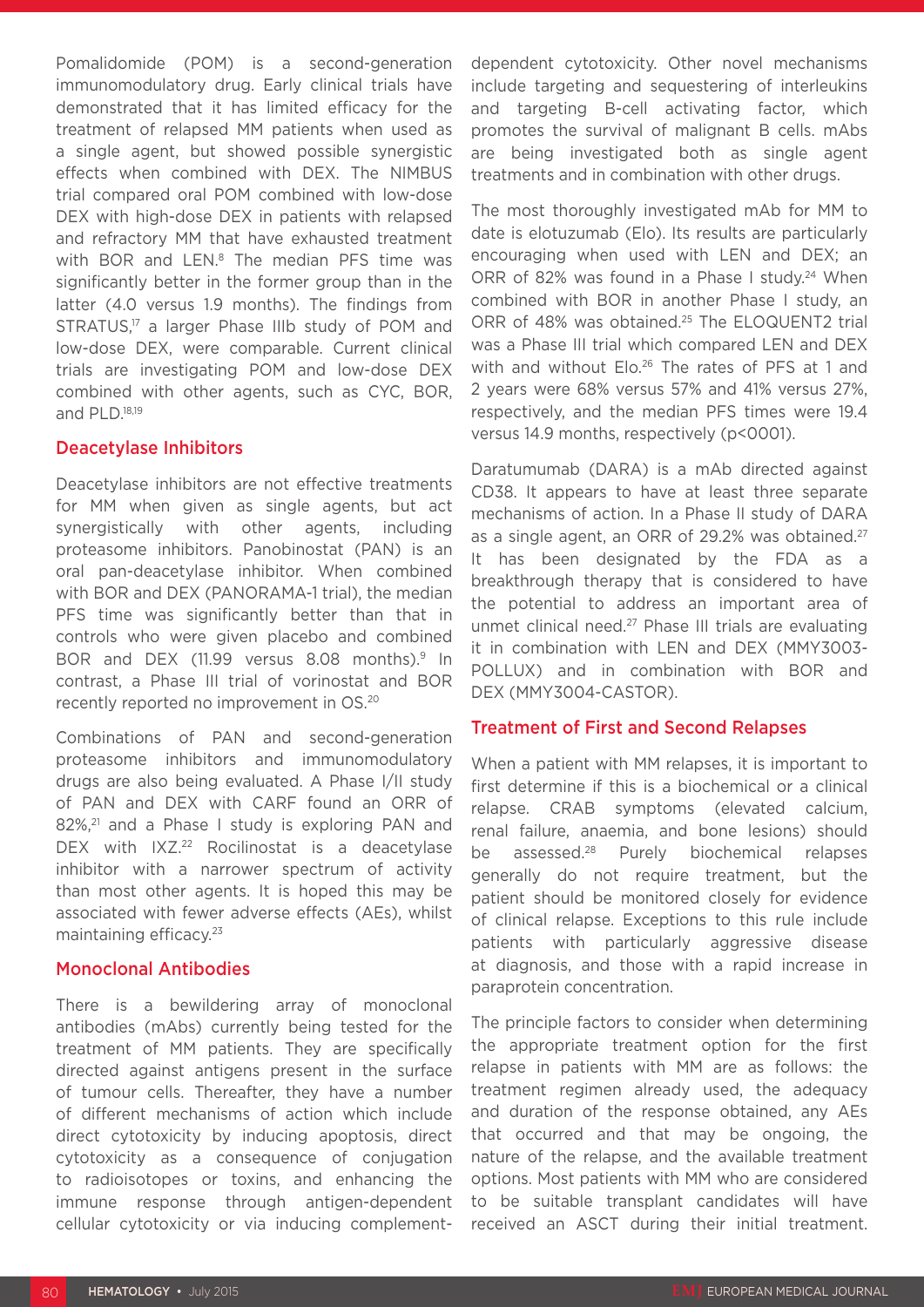Pomalidomide (POM) is a second-generation immunomodulatory drug. Early clinical trials have demonstrated that it has limited efficacy for the treatment of relapsed MM patients when used as a single agent, but showed possible synergistic effects when combined with DEX. The NIMBUS trial compared oral POM combined with low-dose DEX with high-dose DEX in patients with relapsed and refractory MM that have exhausted treatment with BOR and LEN.[8] The median PFS time was significantly better in the former group than in the latter (4.0 versus 1.9 months). The findings from STRATUS,[17] a larger Phase IIIb study of POM and low-dose DEX, were comparable. Current clinical trials are investigating POM and low-dose DEX combined with other agents, such as CYC, BOR, and PLD.[18,19]

## Deacetylase Inhibitors

Deacetylase inhibitors are not effective treatments for MM when given as single agents, but act synergistically with other agents, including proteasome inhibitors. Panobinostat (PAN) is an oral pan-deacetylase inhibitor. When combined with BOR and DEX (PANORAMA-1 trial), the median PFS time was significantly better than that in controls who were given placebo and combined BOR and DEX (11.99 versus 8.08 months).[9] In contrast, a Phase III trial of vorinostat and BOR recently reported no improvement in OS.[20]

Combinations of PAN and second-generation proteasome inhibitors and immunomodulatory drugs are also being evaluated. A Phase I/II study of PAN and DEX with CARF found an ORR of 82%,[21] and a Phase I study is exploring PAN and DEX with IXZ.[22] Rocilinostat is a deacetylase inhibitor with a narrower spectrum of activity than most other agents. It is hoped this may be associated with fewer adverse effects (AEs), whilst maintaining efficacy.[23]

## Monoclonal Antibodies

There is a bewildering array of monoclonal antibodies (mAbs) currently being tested for the treatment of MM patients. They are specifically directed against antigens present in the surface of tumour cells. Thereafter, they have a number of different mechanisms of action which include direct cytotoxicity by inducing apoptosis, direct cytotoxicity as a consequence of conjugation to radioisotopes or toxins, and enhancing the immune response through antigen-dependent cellular cytotoxicity or via inducing complement-dependent cytotoxicity. Other novel mechanisms include targeting and sequestering of interleukins and targeting B-cell activating factor, which promotes the survival of malignant B cells. mAbs are being investigated both as single agent treatments and in combination with other drugs.

The most thoroughly investigated mAb for MM to date is elotuzumab (Elo). Its results are particularly encouraging when used with LEN and DEX; an ORR of 82% was found in a Phase I study.[24] When combined with BOR in another Phase I study, an ORR of 48% was obtained.[25] The ELOQUENT2 trial was a Phase III trial which compared LEN and DEX with and without Elo.[26] The rates of PFS at 1 and 2 years were 68% versus 57% and 41% versus 27%, respectively, and the median PFS times were 19.4 versus 14.9 months, respectively (p<0001).

Daratumumab (DARA) is a mAb directed against CD38. It appears to have at least three separate mechanisms of action. In a Phase II study of DARA as a single agent, an ORR of 29.2% was obtained.[27] It has been designated by the FDA as a breakthrough therapy that is considered to have the potential to address an important area of unmet clinical need.[27] Phase III trials are evaluating it in combination with LEN and DEX (MMY3003-POLLUX) and in combination with BOR and DEX (MMY3004-CASTOR).

## Treatment of First and Second Relapses

When a patient with MM relapses, it is important to first determine if this is a biochemical or a clinical relapse. CRAB symptoms (elevated calcium, renal failure, anaemia, and bone lesions) should be assessed.[28] Purely biochemical relapses generally do not require treatment, but the patient should be monitored closely for evidence of clinical relapse. Exceptions to this rule include patients with particularly aggressive disease at diagnosis, and those with a rapid increase in paraprotein concentration.

The principle factors to consider when determining the appropriate treatment option for the first relapse in patients with MM are as follows: the treatment regimen already used, the adequacy and duration of the response obtained, any AEs that occurred and that may be ongoing, the nature of the relapse, and the available treatment options. Most patients with MM who are considered to be suitable transplant candidates will have received an ASCT during their initial treatment.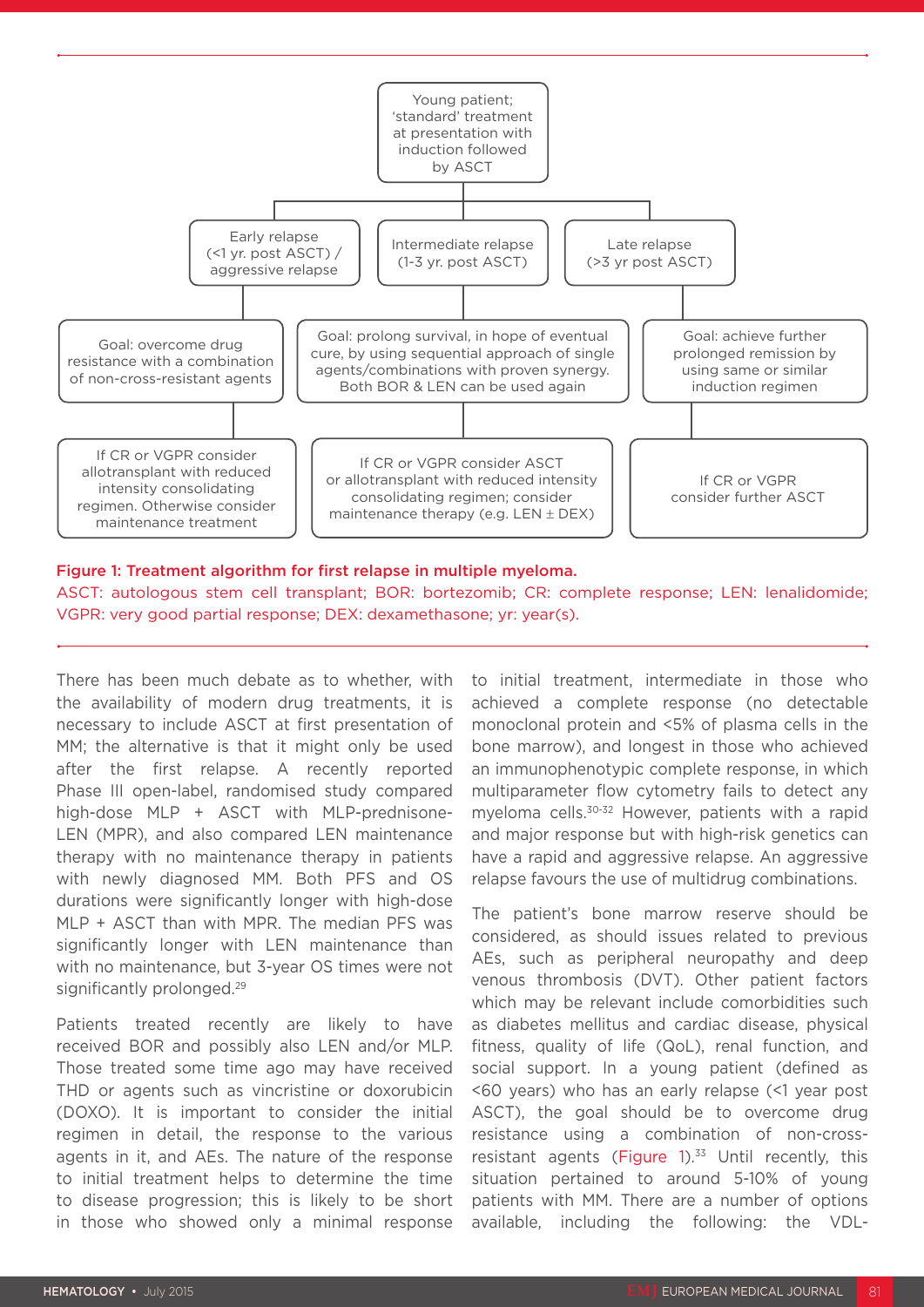Young patient; 'standard' treatment at presentation with induction followed by ASCT

| Early relapse (<1 yr. post ASCT) / aggressive relapse | Intermediate relapse (1-3 yr. post ASCT) | Late relapse (>3 yr post ASCT) |
| --- | --- | --- |
| Goal: overcome drug resistance with a combination of non-cross-resistant agents | Goal: prolong survival, in hope of eventual cure, by using sequential approach of single agents/combinations with proven synergy. Both BOR & LEN can be used again | Goal: achieve further prolonged remission by using same or similar induction regimen |
| If CR or VGPR consider allotransplant with reduced intensity consolidating regimen. Otherwise consider maintenance treatment | If CR or VGPR consider ASCT or allotransplant with reduced intensity consolidating regimen; consider maintenance therapy (e.g. LEN ± DEX) | If CR or VGPR consider further ASCT |

**Figure 1: Treatment algorithm for first relapse in multiple myeloma.**

ASCT: autologous stem cell transplant; BOR: bortezomib; CR: complete response; LEN: lenalidomide; VGPR: very good partial response; DEX: dexamethasone; yr: year(s).

There has been much debate as to whether, with the availability of modern drug treatments, it is necessary to include ASCT at first presentation of MM; the alternative is that it might only be used after the first relapse. A recently reported Phase III open-label, randomised study compared high-dose MLP + ASCT with MLP-prednisone-LEN (MPR), and also compared LEN maintenance therapy with no maintenance therapy in patients with newly diagnosed MM. Both PFS and OS durations were significantly longer with high-dose MLP + ASCT than with MPR. The median PFS was significantly longer with LEN maintenance than with no maintenance, but 3-year OS times were not significantly prolonged.[29]

Patients treated recently are likely to have received BOR and possibly also LEN and/or MLP. Those treated some time ago may have received THD or agents such as vincristine or doxorubicin (DOXO). It is important to consider the initial regimen in detail, the response to the various agents in it, and AEs. The nature of the response to initial treatment helps to determine the time to disease progression; this is likely to be short in those who showed only a minimal response to initial treatment, intermediate in those who achieved a complete response (no detectable monoclonal protein and <5% of plasma cells in the bone marrow), and longest in those who achieved an immunophenotypic complete response, in which multiparameter flow cytometry fails to detect any myeloma cells.[30-32] However, patients with a rapid and major response but with high-risk genetics can have a rapid and aggressive relapse. An aggressive relapse favours the use of multidrug combinations.

The patient's bone marrow reserve should be considered, as should issues related to previous AEs, such as peripheral neuropathy and deep venous thrombosis (DVT). Other patient factors which may be relevant include comorbidities such as diabetes mellitus and cardiac disease, physical fitness, quality of life (QoL), renal function, and social support. In a young patient (defined as <60 years) who has an early relapse (<1 year post ASCT), the goal should be to overcome drug resistance using a combination of non-cross-resistant agents (Figure 1).[33] Until recently, this situation pertained to around 5-10% of young patients with MM. There are a number of options available, including the following: the VDL-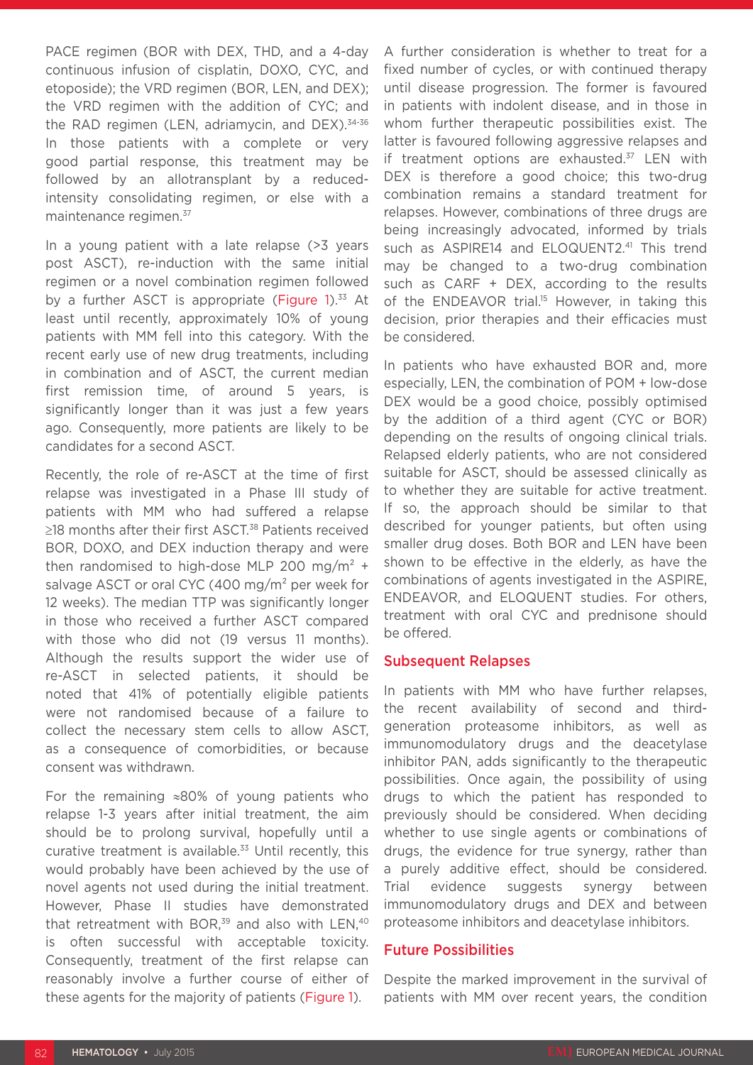PACE regimen (BOR with DEX, THD, and a 4-day continuous infusion of cisplatin, DOXO, CYC, and etoposide); the VRD regimen (BOR, LEN, and DEX); the VRD regimen with the addition of CYC; and the RAD regimen (LEN, adriamycin, and DEX).[34-36] In those patients with a complete or very good partial response, this treatment may be followed by an allotransplant by a reduced-intensity consolidating regimen, or else with a maintenance regimen.[37]

In a young patient with a late relapse (>3 years post ASCT), re-induction with the same initial regimen or a novel combination regimen followed by a further ASCT is appropriate (Figure 1).[33] At least until recently, approximately 10% of young patients with MM fell into this category. With the recent early use of new drug treatments, including in combination and of ASCT, the current median first remission time, of around 5 years, is significantly longer than it was just a few years ago. Consequently, more patients are likely to be candidates for a second ASCT.

Recently, the role of re-ASCT at the time of first relapse was investigated in a Phase III study of patients with MM who had suffered a relapse ≥18 months after their first ASCT.[38] Patients received BOR, DOXO, and DEX induction therapy and were then randomised to high-dose MLP 200 mg/m$^2$ + salvage ASCT or oral CYC (400 mg/m$^2$ per week for 12 weeks). The median TTP was significantly longer in those who received a further ASCT compared with those who did not (19 versus 11 months). Although the results support the wider use of re-ASCT in selected patients, it should be noted that 41% of potentially eligible patients were not randomised because of a failure to collect the necessary stem cells to allow ASCT, as a consequence of comorbidities, or because consent was withdrawn.

For the remaining ≈80% of young patients who relapse 1-3 years after initial treatment, the aim should be to prolong survival, hopefully until a curative treatment is available.[33] Until recently, this would probably have been achieved by the use of novel agents not used during the initial treatment. However, Phase II studies have demonstrated that retreatment with BOR,[39] and also with LEN,[40] is often successful with acceptable toxicity. Consequently, treatment of the first relapse can reasonably involve a further course of either of these agents for the majority of patients (Figure 1).

A further consideration is whether to treat for a fixed number of cycles, or with continued therapy until disease progression. The former is favoured in patients with indolent disease, and in those in whom further therapeutic possibilities exist. The latter is favoured following aggressive relapses and if treatment options are exhausted.[37] LEN with DEX is therefore a good choice; this two-drug combination remains a standard treatment for relapses. However, combinations of three drugs are being increasingly advocated, informed by trials such as ASPIRE14 and ELOQUENT2.[41] This trend may be changed to a two-drug combination such as CARF + DEX, according to the results of the ENDEAVOR trial.[15] However, in taking this decision, prior therapies and their efficacies must be considered.

In patients who have exhausted BOR and, more especially, LEN, the combination of POM + low-dose DEX would be a good choice, possibly optimised by the addition of a third agent (CYC or BOR) depending on the results of ongoing clinical trials. Relapsed elderly patients, who are not considered suitable for ASCT, should be assessed clinically as to whether they are suitable for active treatment. If so, the approach should be similar to that described for younger patients, but often using smaller drug doses. Both BOR and LEN have been shown to be effective in the elderly, as have the combinations of agents investigated in the ASPIRE, ENDEAVOR, and ELOQUENT studies. For others, treatment with oral CYC and prednisone should be offered.

## Subsequent Relapses

In patients with MM who have further relapses, the recent availability of second and third-generation proteasome inhibitors, as well as immunomodulatory drugs and the deacetylase inhibitor PAN, adds significantly to the therapeutic possibilities. Once again, the possibility of using drugs to which the patient has responded to previously should be considered. When deciding whether to use single agents or combinations of drugs, the evidence for true synergy, rather than a purely additive effect, should be considered. Trial evidence suggests synergy between immunomodulatory drugs and DEX and between proteasome inhibitors and deacetylase inhibitors.

## Future Possibilities

Despite the marked improvement in the survival of patients with MM over recent years, the condition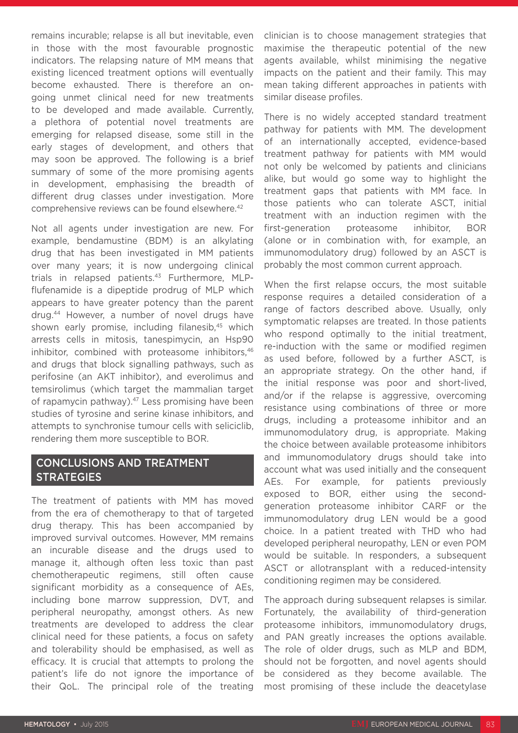remains incurable; relapse is all but inevitable, even in those with the most favourable prognostic indicators. The relapsing nature of MM means that existing licenced treatment options will eventually become exhausted. There is therefore an on-going unmet clinical need for new treatments to be developed and made available. Currently, a plethora of potential novel treatments are emerging for relapsed disease, some still in the early stages of development, and others that may soon be approved. The following is a brief summary of some of the more promising agents in development, emphasising the breadth of different drug classes under investigation. More comprehensive reviews can be found elsewhere.[42]

Not all agents under investigation are new. For example, bendamustine (BDM) is an alkylating drug that has been investigated in MM patients over many years; it is now undergoing clinical trials in relapsed patients.[43] Furthermore, MLP-flufenamide is a dipeptide prodrug of MLP which appears to have greater potency than the parent drug.[44] However, a number of novel drugs have shown early promise, including filanesib,[45] which arrests cells in mitosis, tanespimycin, an Hsp90 inhibitor, combined with proteasome inhibitors,[46] and drugs that block signalling pathways, such as perifosine (an AKT inhibitor), and everolimus and temsirolimus (which target the mammalian target of rapamycin pathway).[47] Less promising have been studies of tyrosine and serine kinase inhibitors, and attempts to synchronise tumour cells with seliciclib, rendering them more susceptible to BOR.

## CONCLUSIONS AND TREATMENT STRATEGIES

The treatment of patients with MM has moved from the era of chemotherapy to that of targeted drug therapy. This has been accompanied by improved survival outcomes. However, MM remains an incurable disease and the drugs used to manage it, although often less toxic than past chemotherapeutic regimens, still often cause significant morbidity as a consequence of AEs, including bone marrow suppression, DVT, and peripheral neuropathy, amongst others. As new treatments are developed to address the clear clinical need for these patients, a focus on safety and tolerability should be emphasised, as well as efficacy. It is crucial that attempts to prolong the patient's life do not ignore the importance of their QoL. The principal role of the treating clinician is to choose management strategies that maximise the therapeutic potential of the new agents available, whilst minimising the negative impacts on the patient and their family. This may mean taking different approaches in patients with similar disease profiles.

There is no widely accepted standard treatment pathway for patients with MM. The development of an internationally accepted, evidence-based treatment pathway for patients with MM would not only be welcomed by patients and clinicians alike, but would go some way to highlight the treatment gaps that patients with MM face. In those patients who can tolerate ASCT, initial treatment with an induction regimen with the first-generation proteasome inhibitor, BOR (alone or in combination with, for example, an immunomodulatory drug) followed by an ASCT is probably the most common current approach.

When the first relapse occurs, the most suitable response requires a detailed consideration of a range of factors described above. Usually, only symptomatic relapses are treated. In those patients who respond optimally to the initial treatment, re-induction with the same or modified regimen as used before, followed by a further ASCT, is an appropriate strategy. On the other hand, if the initial response was poor and short-lived, and/or if the relapse is aggressive, overcoming resistance using combinations of three or more drugs, including a proteasome inhibitor and an immunomodulatory drug, is appropriate. Making the choice between available proteasome inhibitors and immunomodulatory drugs should take into account what was used initially and the consequent AEs. For example, for patients previously exposed to BOR, either using the second-generation proteasome inhibitor CARF or the immunomodulatory drug LEN would be a good choice. In a patient treated with THD who had developed peripheral neuropathy, LEN or even POM would be suitable. In responders, a subsequent ASCT or allotransplant with a reduced-intensity conditioning regimen may be considered.

The approach during subsequent relapses is similar. Fortunately, the availability of third-generation proteasome inhibitors, immunomodulatory drugs, and PAN greatly increases the options available. The role of older drugs, such as MLP and BDM, should not be forgotten, and novel agents should be considered as they become available. The most promising of these include the deacetylase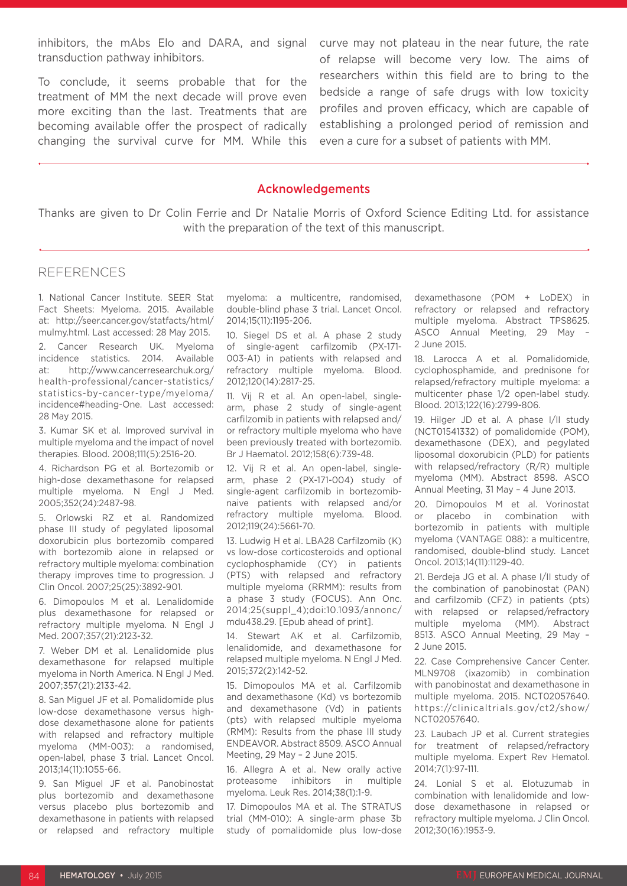inhibitors, the mAbs Elo and DARA, and signal transduction pathway inhibitors.

To conclude, it seems probable that for the treatment of MM the next decade will prove even more exciting than the last. Treatments that are becoming available offer the prospect of radically changing the survival curve for MM. While this curve may not plateau in the near future, the rate of relapse will become very low. The aims of researchers within this field are to bring to the bedside a range of safe drugs with low toxicity profiles and proven efficacy, which are capable of establishing a prolonged period of remission and even a cure for a subset of patients with MM.

## Acknowledgements

Thanks are given to Dr Colin Ferrie and Dr Natalie Morris of Oxford Science Editing Ltd. for assistance with the preparation of the text of this manuscript.

## REFERENCES

1. National Cancer Institute. SEER Stat Fact Sheets: Myeloma. 2015. Available at: http://seer.cancer.gov/statfacts/html/mulmy.html. Last accessed: 28 May 2015.
2. Cancer Research UK. Myeloma incidence statistics. 2014. Available at: http://www.cancerresearchuk.org/health-professional/cancer-statistics/statistics-by-cancer-type/myeloma/incidence#heading-One. Last accessed: 28 May 2015.
3. Kumar SK et al. Improved survival in multiple myeloma and the impact of novel therapies. Blood. 2008;111(5):2516-20.
4. Richardson PG et al. Bortezomib or high-dose dexamethasone for relapsed multiple myeloma. N Engl J Med. 2005;352(24):2487-98.
5. Orlowski RZ et al. Randomized phase III study of pegylated liposomal doxorubicin plus bortezomib compared with bortezomib alone in relapsed or refractory multiple myeloma: combination therapy improves time to progression. J Clin Oncol. 2007;25(25):3892-901.
6. Dimopoulos M et al. Lenalidomide plus dexamethasone for relapsed or refractory multiple myeloma. N Engl J Med. 2007;357(21):2123-32.
7. Weber DM et al. Lenalidomide plus dexamethasone for relapsed multiple myeloma in North America. N Engl J Med. 2007;357(21):2133-42.
8. San Miguel JF et al. Pomalidomide plus low-dose dexamethasone versus high-dose dexamethasone alone for patients with relapsed and refractory multiple myeloma (MM-003): a randomised, open-label, phase 3 trial. Lancet Oncol. 2013;14(11):1055-66.
9. San Miguel JF et al. Panobinostat plus bortezomib and dexamethasone versus placebo plus bortezomib and dexamethasone in patients with relapsed or relapsed and refractory multiple myeloma: a multicentre, randomised, double-blind phase 3 trial. Lancet Oncol. 2014;15(11):1195-206.
10. Siegel DS et al. A phase 2 study of single-agent carfilzomib (PX-171-003-A1) in patients with relapsed and refractory multiple myeloma. Blood. 2012;120(14):2817-25.
11. Vij R et al. An open-label, single-arm, phase 2 study of single-agent carfilzomib in patients with relapsed and/or refractory multiple myeloma who have been previously treated with bortezomib. Br J Haematol. 2012;158(6):739-48.
12. Vij R et al. An open-label, single-arm, phase 2 (PX-171-004) study of single-agent carfilzomib in bortezomib-naive patients with relapsed and/or refractory multiple myeloma. Blood. 2012;119(24):5661-70.
13. Ludwig H et al. LBA28 Carfilzomib (K) vs low-dose corticosteroids and optional cyclophosphamide (CY) in patients (PTS) with relapsed and refractory multiple myeloma (RRMM): results from a phase 3 study (FOCUS). Ann Onc. 2014;25(suppl_4);doi:10.1093/annonc/mdu438.29. [Epub ahead of print].
14. Stewart AK et al. Carfilzomib, lenalidomide, and dexamethasone for relapsed multiple myeloma. N Engl J Med. 2015;372(2):142-52.
15. Dimopoulos MA et al. Carfilzomib and dexamethasone (Kd) vs bortezomib and dexamethasone (Vd) in patients (pts) with relapsed multiple myeloma (RMM): Results from the phase III study ENDEAVOR. Abstract 8509. ASCO Annual Meeting, 29 May – 2 June 2015.
16. Allegra A et al. New orally active proteasome inhibitors in multiple myeloma. Leuk Res. 2014;38(1):1-9.
17. Dimopoulos MA et al. The STRATUS trial (MM-010): A single-arm phase 3b study of pomalidomide plus low-dose dexamethasone (POM + LoDEX) in refractory or relapsed and refractory multiple myeloma. Abstract TPS8625. ASCO Annual Meeting, 29 May – 2 June 2015.
18. Larocca A et al. Pomalidomide, cyclophosphamide, and prednisone for relapsed/refractory multiple myeloma: a multicenter phase 1/2 open-label study. Blood. 2013;122(16):2799-806.
19. Hilger JD et al. A phase I/II study (NCT01541332) of pomalidomide (POM), dexamethasone (DEX), and pegylated liposomal doxorubicin (PLD) for patients with relapsed/refractory (R/R) multiple myeloma (MM). Abstract 8598. ASCO Annual Meeting, 31 May – 4 June 2013.
20. Dimopoulos M et al. Vorinostat or placebo in combination with bortezomib in patients with multiple myeloma (VANTAGE 088): a multicentre, randomised, double-blind study. Lancet Oncol. 2013;14(11):1129-40.
21. Berdeja JG et al. A phase I/II study of the combination of panobinostat (PAN) and carfilzomib (CFZ) in patients (pts) with relapsed or relapsed/refractory multiple myeloma (MM). Abstract 8513. ASCO Annual Meeting, 29 May – 2 June 2015.
22. Case Comprehensive Cancer Center. MLN9708 (ixazomib) in combination with panobinostat and dexamethasone in multiple myeloma. 2015. NCT02057640. https://clinicaltrials.gov/ct2/show/NCT02057640.
23. Laubach JP et al. Current strategies for treatment of relapsed/refractory multiple myeloma. Expert Rev Hematol. 2014;7(1):97-111.
24. Lonial S et al. Elotuzumab in combination with lenalidomide and low-dose dexamethasone in relapsed or refractory multiple myeloma. J Clin Oncol. 2012;30(16):1953-9.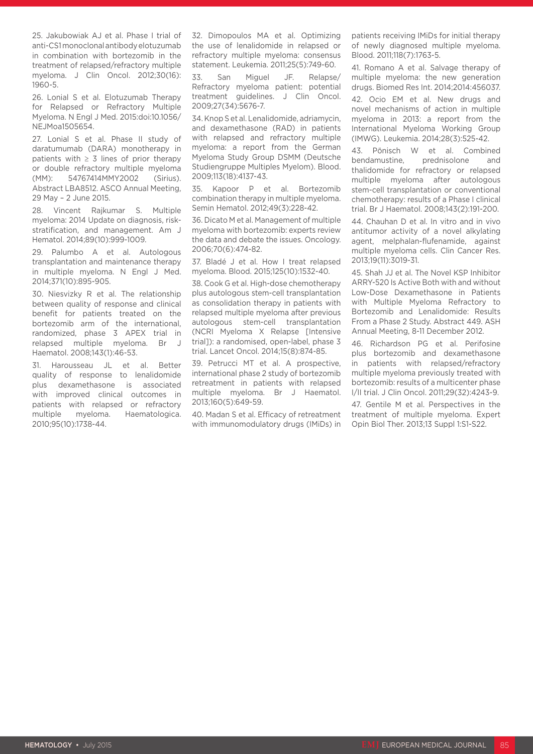25. Jakubowiak AJ et al. Phase I trial of anti-CS1 monoclonal antibody elotuzumab in combination with bortezomib in the treatment of relapsed/refractory multiple myeloma. J Clin Oncol. 2012;30(16):1960-5.

26. Lonial S et al. Elotuzumab Therapy for Relapsed or Refractory Multiple Myeloma. N Engl J Med. 2015:doi:10.1056/NEJMoa1505654.

27. Lonial S et al. Phase II study of daratumumab (DARA) monotherapy in patients with ≥ 3 lines of prior therapy or double refractory multiple myeloma (MM): 54767414MMY2002 (Sirius). Abstract LBA8512. ASCO Annual Meeting, 29 May – 2 June 2015.

28. Vincent Rajkumar S. Multiple myeloma: 2014 Update on diagnosis, risk-stratification, and management. Am J Hematol. 2014;89(10):999-1009.

29. Palumbo A et al. Autologous transplantation and maintenance therapy in multiple myeloma. N Engl J Med. 2014;371(10):895-905.

30. Niesvizky R et al. The relationship between quality of response and clinical benefit for patients treated on the bortezomib arm of the international, randomized, phase 3 APEX trial in relapsed multiple myeloma. Br J Haematol. 2008;143(1):46-53.

31. Harousseau JL et al. Better quality of response to lenalidomide plus dexamethasone is associated with improved clinical outcomes in patients with relapsed or refractory multiple myeloma. Haematologica. 2010;95(10):1738-44.

32. Dimopoulos MA et al. Optimizing the use of lenalidomide in relapsed or refractory multiple myeloma: consensus statement. Leukemia. 2011;25(5):749-60.

33. San Miguel JF. Relapse/Refractory myeloma patient: potential treatment guidelines. J Clin Oncol. 2009;27(34):5676-7.

34. Knop S et al. Lenalidomide, adriamycin, and dexamethasone (RAD) in patients with relapsed and refractory multiple myeloma: a report from the German Myeloma Study Group DSMM (Deutsche Studiengruppe Multiples Myelom). Blood. 2009;113(18):4137-43.

35. Kapoor P et al. Bortezomib combination therapy in multiple myeloma. Semin Hematol. 2012;49(3):228-42.

36. Dicato M et al. Management of multiple myeloma with bortezomib: experts review the data and debate the issues. Oncology. 2006;70(6):474-82.

37. Bladé J et al. How I treat relapsed myeloma. Blood. 2015;125(10):1532-40.

38. Cook G et al. High-dose chemotherapy plus autologous stem-cell transplantation as consolidation therapy in patients with relapsed multiple myeloma after previous autologous stem-cell transplantation (NCRI Myeloma X Relapse [Intensive trial]): a randomised, open-label, phase 3 trial. Lancet Oncol. 2014;15(8):874-85.

39. Petrucci MT et al. A prospective, international phase 2 study of bortezomib retreatment in patients with relapsed multiple myeloma. Br J Haematol. 2013;160(5):649-59.

40. Madan S et al. Efficacy of retreatment with immunomodulatory drugs (IMiDs) in patients receiving IMiDs for initial therapy of newly diagnosed multiple myeloma. Blood. 2011;118(7):1763-5.

41. Romano A et al. Salvage therapy of multiple myeloma: the new generation drugs. Biomed Res Int. 2014;2014:456037.

42. Ocio EM et al. New drugs and novel mechanisms of action in multiple myeloma in 2013: a report from the International Myeloma Working Group (IMWG). Leukemia. 2014;28(3):525-42.

43. Pönisch W et al. Combined bendamustine, prednisolone and thalidomide for refractory or relapsed multiple myeloma after autologous stem-cell transplantation or conventional chemotherapy: results of a Phase I clinical trial. Br J Haematol. 2008;143(2):191-200.

44. Chauhan D et al. In vitro and in vivo antitumor activity of a novel alkylating agent, melphalan-flufenamide, against multiple myeloma cells. Clin Cancer Res. 2013;19(11):3019-31.

45. Shah JJ et al. The Novel KSP Inhibitor ARRY-520 Is Active Both with and without Low-Dose Dexamethasone in Patients with Multiple Myeloma Refractory to Bortezomib and Lenalidomide: Results From a Phase 2 Study. Abstract 449. ASH Annual Meeting, 8-11 December 2012.

46. Richardson PG et al. Perifosine plus bortezomib and dexamethasone in patients with relapsed/refractory multiple myeloma previously treated with bortezomib: results of a multicenter phase I/II trial. J Clin Oncol. 2011;29(32):4243-9.

47. Gentile M et al. Perspectives in the treatment of multiple myeloma. Expert Opin Biol Ther. 2013;13 Suppl 1:S1-S22.